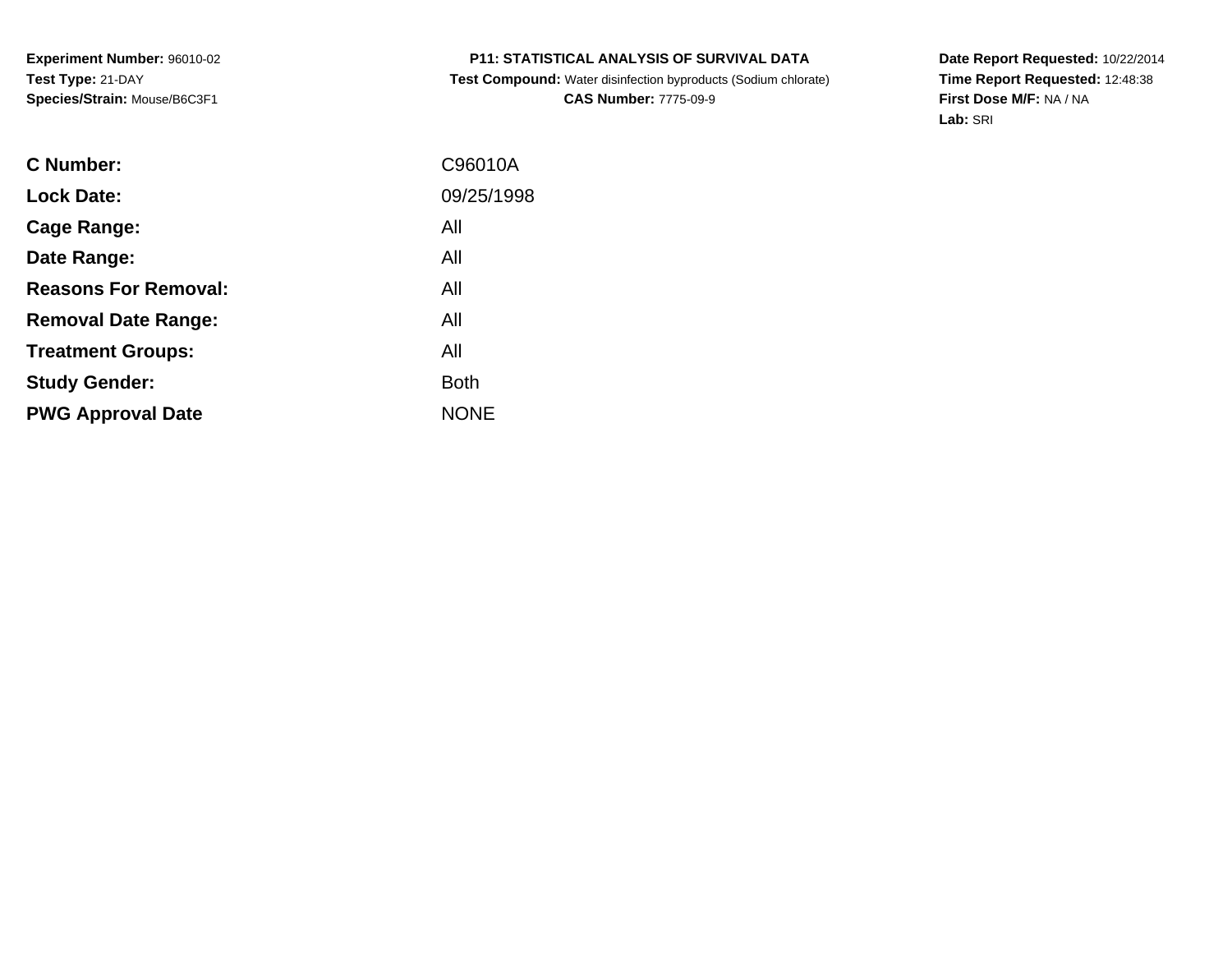**Experiment Number:** 96010-02
**Test Type:** 21-DAY
**Species/Strain:** Mouse/B6C3F1

**P11: STATISTICAL ANALYSIS OF SURVIVAL DATA**
**Test Compound:** Water disinfection byproducts (Sodium chlorate)
**CAS Number:** 7775-09-9

**Date Report Requested:** 10/22/2014
**Time Report Requested:** 12:48:38
**First Dose M/F:** NA / NA
**Lab:** SRI

| | |
|---|---|
| **C Number:** | C96010A |
| **Lock Date:** | 09/25/1998 |
| **Cage Range:** | All |
| **Date Range:** | All |
| **Reasons For Removal:** | All |
| **Removal Date Range:** | All |
| **Treatment Groups:** | All |
| **Study Gender:** | Both |
| **PWG Approval Date** | NONE |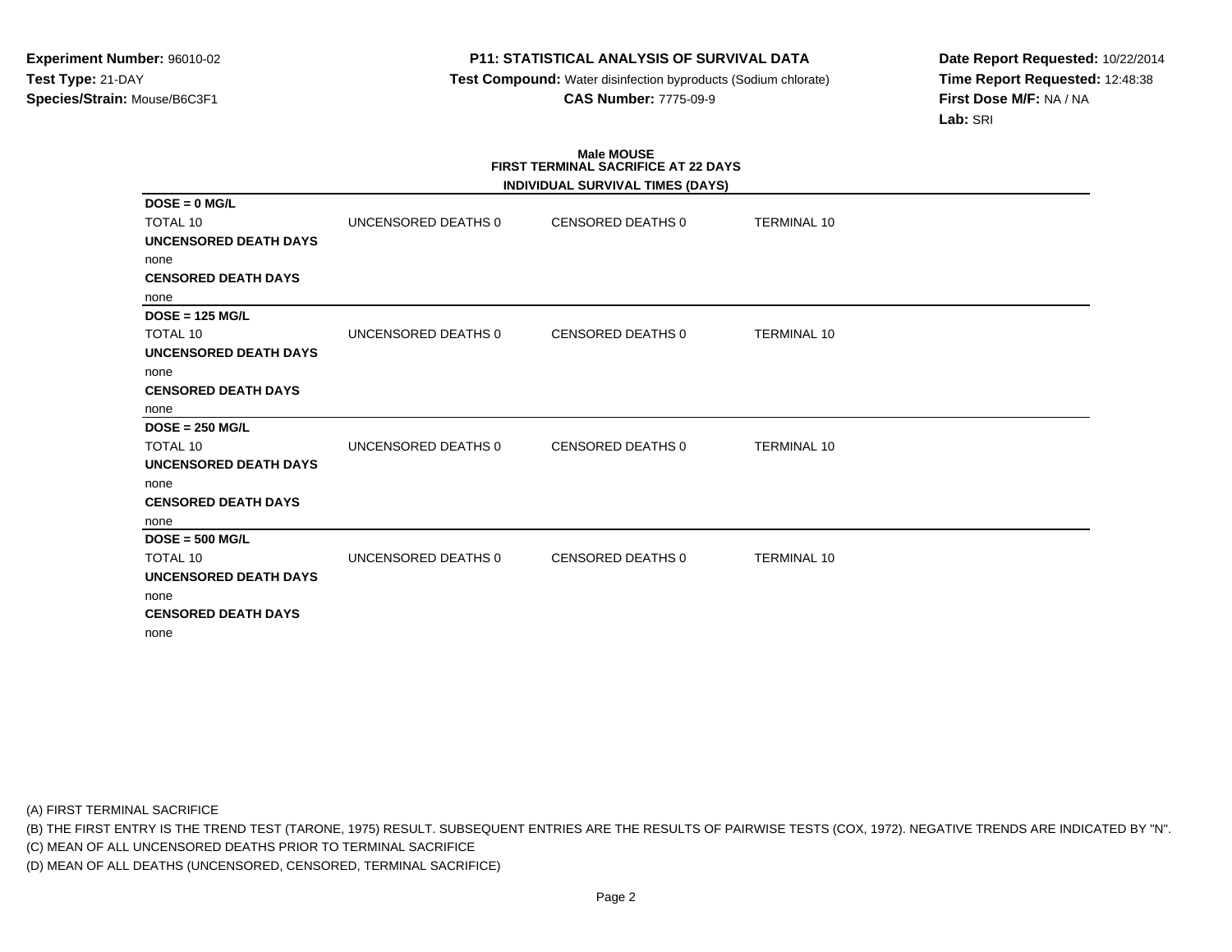**Experiment Number:** 96010-02
**Test Type:** 21-DAY
**Species/Strain:** Mouse/B6C3F1

**P11: STATISTICAL ANALYSIS OF SURVIVAL DATA**
**Test Compound:** Water disinfection byproducts (Sodium chlorate)
**CAS Number:** 7775-09-9

**Date Report Requested:** 10/22/2014
**Time Report Requested:** 12:48:38
**First Dose M/F:** NA / NA
**Lab:** SRI

## Male MOUSE
## FIRST TERMINAL SACRIFICE AT 22 DAYS
### INDIVIDUAL SURVIVAL TIMES (DAYS)

**DOSE = 0 MG/L**

| TOTAL 10 | UNCENSORED DEATHS 0 | CENSORED DEATHS 0 | TERMINAL 10 |
|---|---|---|---|

**UNCENSORED DEATH DAYS**
none
**CENSORED DEATH DAYS**
none

**DOSE = 125 MG/L**

| TOTAL 10 | UNCENSORED DEATHS 0 | CENSORED DEATHS 0 | TERMINAL 10 |
|---|---|---|---|

**UNCENSORED DEATH DAYS**
none
**CENSORED DEATH DAYS**
none

**DOSE = 250 MG/L**

| TOTAL 10 | UNCENSORED DEATHS 0 | CENSORED DEATHS 0 | TERMINAL 10 |
|---|---|---|---|

**UNCENSORED DEATH DAYS**
none
**CENSORED DEATH DAYS**
none

**DOSE = 500 MG/L**

| TOTAL 10 | UNCENSORED DEATHS 0 | CENSORED DEATHS 0 | TERMINAL 10 |
|---|---|---|---|

**UNCENSORED DEATH DAYS**
none
**CENSORED DEATH DAYS**
none

(A) FIRST TERMINAL SACRIFICE
(B) THE FIRST ENTRY IS THE TREND TEST (TARONE, 1975) RESULT. SUBSEQUENT ENTRIES ARE THE RESULTS OF PAIRWISE TESTS (COX, 1972). NEGATIVE TRENDS ARE INDICATED BY "N".
(C) MEAN OF ALL UNCENSORED DEATHS PRIOR TO TERMINAL SACRIFICE
(D) MEAN OF ALL DEATHS (UNCENSORED, CENSORED, TERMINAL SACRIFICE)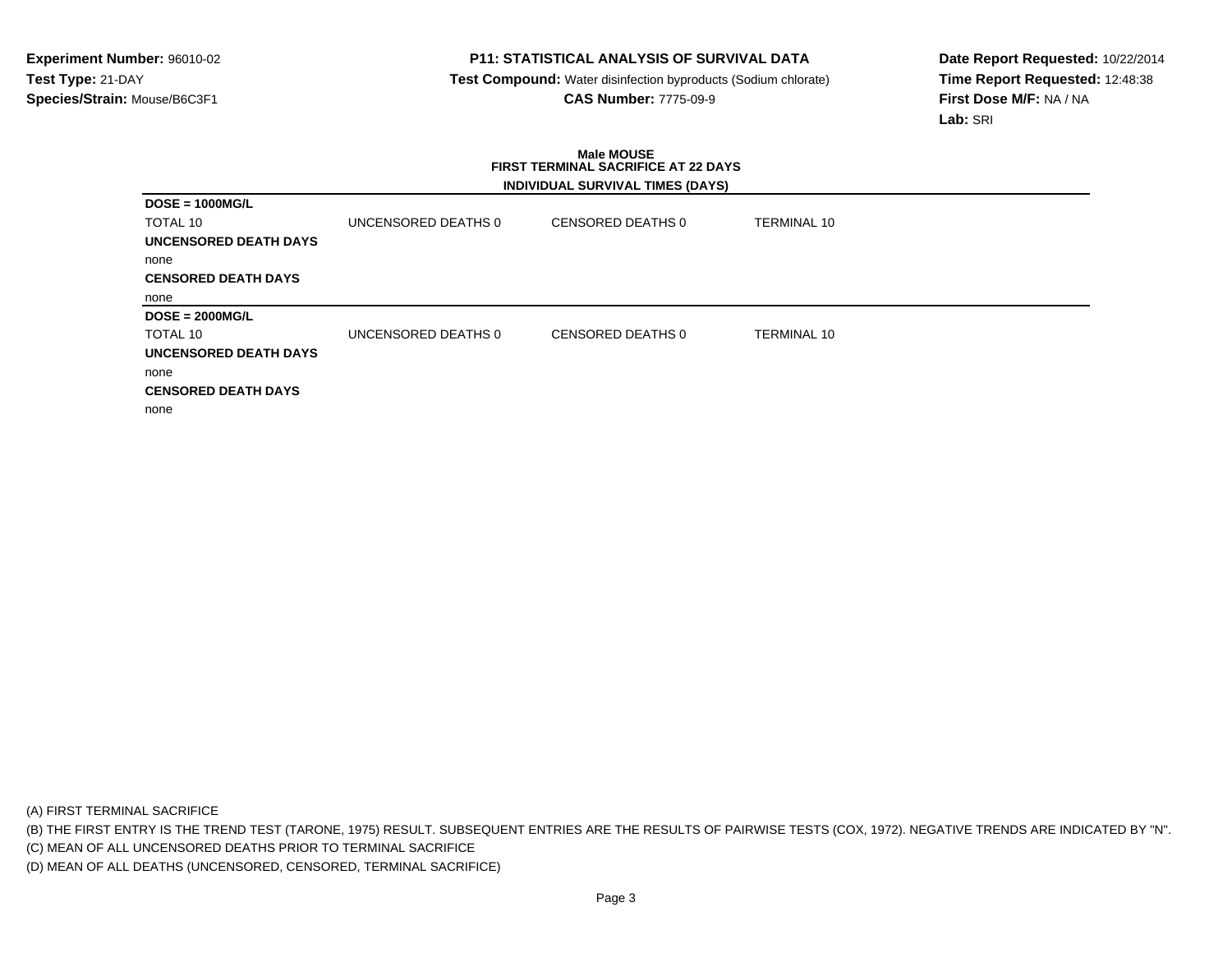**Experiment Number:** 96010-02
**Test Type:** 21-DAY
**Species/Strain:** Mouse/B6C3F1

**P11: STATISTICAL ANALYSIS OF SURVIVAL DATA**
**Test Compound:** Water disinfection byproducts (Sodium chlorate)
**CAS Number:** 7775-09-9

**Date Report Requested:** 10/22/2014
**Time Report Requested:** 12:48:38
**First Dose M/F:** NA / NA
**Lab:** SRI

## Male MOUSE
### FIRST TERMINAL SACRIFICE AT 22 DAYS
### INDIVIDUAL SURVIVAL TIMES (DAYS)

**DOSE = 1000MG/L**

| TOTAL 10 | UNCENSORED DEATHS 0 | CENSORED DEATHS 0 | TERMINAL 10 |
|---|---|---|---|

**UNCENSORED DEATH DAYS**

none

**CENSORED DEATH DAYS**

none

**DOSE = 2000MG/L**

| TOTAL 10 | UNCENSORED DEATHS 0 | CENSORED DEATHS 0 | TERMINAL 10 |
|---|---|---|---|

**UNCENSORED DEATH DAYS**

none

**CENSORED DEATH DAYS**

none

(A) FIRST TERMINAL SACRIFICE

(B) THE FIRST ENTRY IS THE TREND TEST (TARONE, 1975) RESULT. SUBSEQUENT ENTRIES ARE THE RESULTS OF PAIRWISE TESTS (COX, 1972). NEGATIVE TRENDS ARE INDICATED BY "N".

(C) MEAN OF ALL UNCENSORED DEATHS PRIOR TO TERMINAL SACRIFICE

(D) MEAN OF ALL DEATHS (UNCENSORED, CENSORED, TERMINAL SACRIFICE)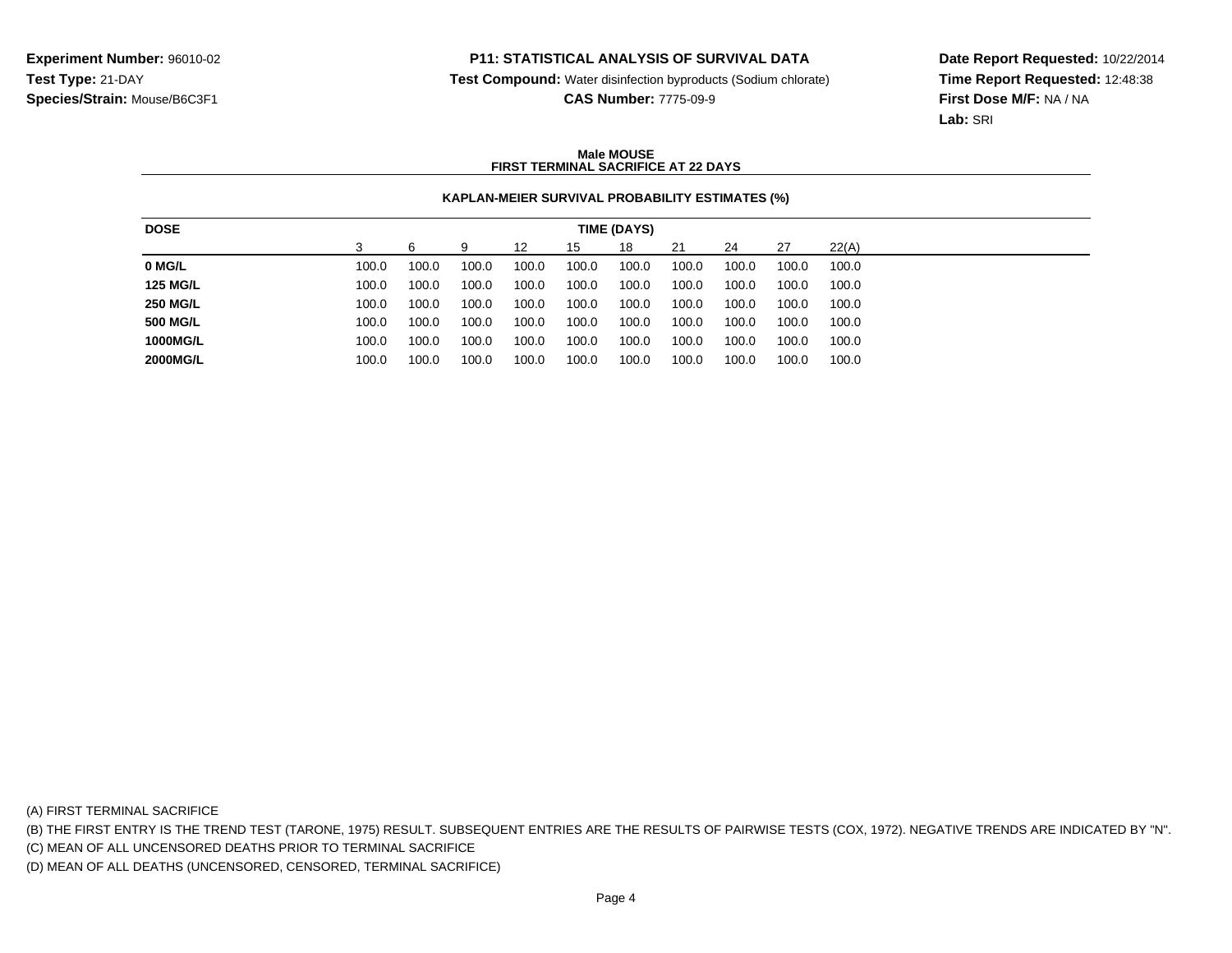**Experiment Number:** 96010-02
**Test Type:** 21-DAY
**Species/Strain:** Mouse/B6C3F1

**P11: STATISTICAL ANALYSIS OF SURVIVAL DATA**
**Test Compound:** Water disinfection byproducts (Sodium chlorate)
**CAS Number:** 7775-09-9

**Date Report Requested:** 10/22/2014
**Time Report Requested:** 12:48:38
**First Dose M/F:** NA / NA
**Lab:** SRI

**Male MOUSE**
**FIRST TERMINAL SACRIFICE AT 22 DAYS**

**KAPLAN-MEIER SURVIVAL PROBABILITY ESTIMATES (%)**

| DOSE | TIME (DAYS) | | | | | | | | | |
|---|---|---|---|---|---|---|---|---|---|---|
| | 3 | 6 | 9 | 12 | 15 | 18 | 21 | 24 | 27 | 22(A) |
| **0 MG/L** | 100.0 | 100.0 | 100.0 | 100.0 | 100.0 | 100.0 | 100.0 | 100.0 | 100.0 | 100.0 |
| **125 MG/L** | 100.0 | 100.0 | 100.0 | 100.0 | 100.0 | 100.0 | 100.0 | 100.0 | 100.0 | 100.0 |
| **250 MG/L** | 100.0 | 100.0 | 100.0 | 100.0 | 100.0 | 100.0 | 100.0 | 100.0 | 100.0 | 100.0 |
| **500 MG/L** | 100.0 | 100.0 | 100.0 | 100.0 | 100.0 | 100.0 | 100.0 | 100.0 | 100.0 | 100.0 |
| **1000MG/L** | 100.0 | 100.0 | 100.0 | 100.0 | 100.0 | 100.0 | 100.0 | 100.0 | 100.0 | 100.0 |
| **2000MG/L** | 100.0 | 100.0 | 100.0 | 100.0 | 100.0 | 100.0 | 100.0 | 100.0 | 100.0 | 100.0 |

(A) FIRST TERMINAL SACRIFICE
(B) THE FIRST ENTRY IS THE TREND TEST (TARONE, 1975) RESULT. SUBSEQUENT ENTRIES ARE THE RESULTS OF PAIRWISE TESTS (COX, 1972). NEGATIVE TRENDS ARE INDICATED BY "N".
(C) MEAN OF ALL UNCENSORED DEATHS PRIOR TO TERMINAL SACRIFICE
(D) MEAN OF ALL DEATHS (UNCENSORED, CENSORED, TERMINAL SACRIFICE)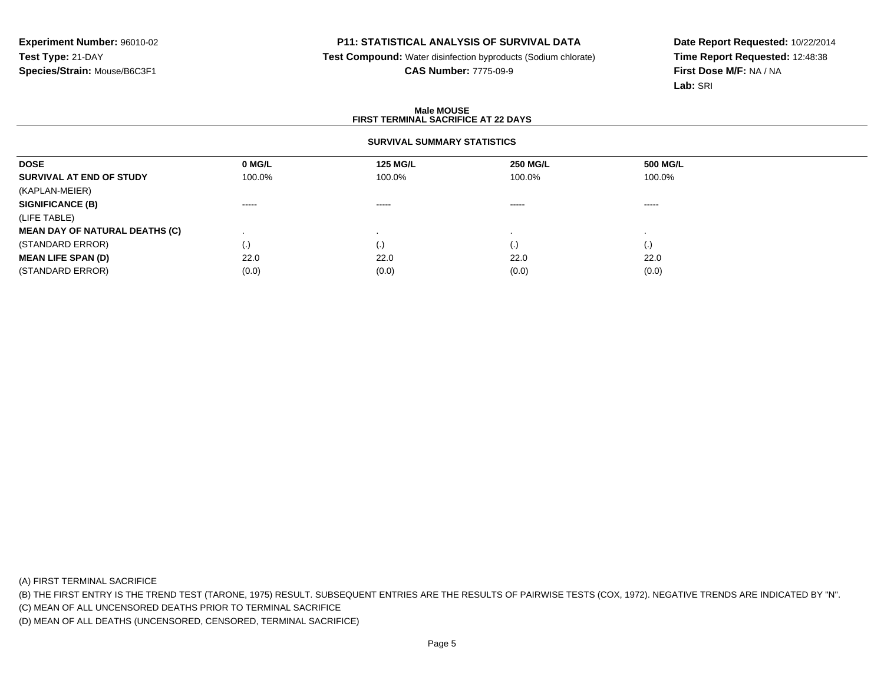**Experiment Number:** 96010-02
**Test Type:** 21-DAY
**Species/Strain:** Mouse/B6C3F1

**P11: STATISTICAL ANALYSIS OF SURVIVAL DATA**
**Test Compound:** Water disinfection byproducts (Sodium chlorate)
**CAS Number:** 7775-09-9

**Date Report Requested:** 10/22/2014
**Time Report Requested:** 12:48:38
**First Dose M/F:** NA / NA
**Lab:** SRI

## Male MOUSE
## FIRST TERMINAL SACRIFICE AT 22 DAYS

### SURVIVAL SUMMARY STATISTICS

| DOSE | 0 MG/L | 125 MG/L | 250 MG/L | 500 MG/L |
|---|---|---|---|---|
| **SURVIVAL AT END OF STUDY** | 100.0% | 100.0% | 100.0% | 100.0% |
| (KAPLAN-MEIER) | | | | |
| **SIGNIFICANCE (B)** | ----- | ----- | ----- | ----- |
| (LIFE TABLE) | | | | |
| **MEAN DAY OF NATURAL DEATHS (C)** | . | . | . | . |
| (STANDARD ERROR) | (.) | (.) | (.) | (.) |
| **MEAN LIFE SPAN (D)** | 22.0 | 22.0 | 22.0 | 22.0 |
| (STANDARD ERROR) | (0.0) | (0.0) | (0.0) | (0.0) |

(A) FIRST TERMINAL SACRIFICE
(B) THE FIRST ENTRY IS THE TREND TEST (TARONE, 1975) RESULT. SUBSEQUENT ENTRIES ARE THE RESULTS OF PAIRWISE TESTS (COX, 1972). NEGATIVE TRENDS ARE INDICATED BY "N".
(C) MEAN OF ALL UNCENSORED DEATHS PRIOR TO TERMINAL SACRIFICE
(D) MEAN OF ALL DEATHS (UNCENSORED, CENSORED, TERMINAL SACRIFICE)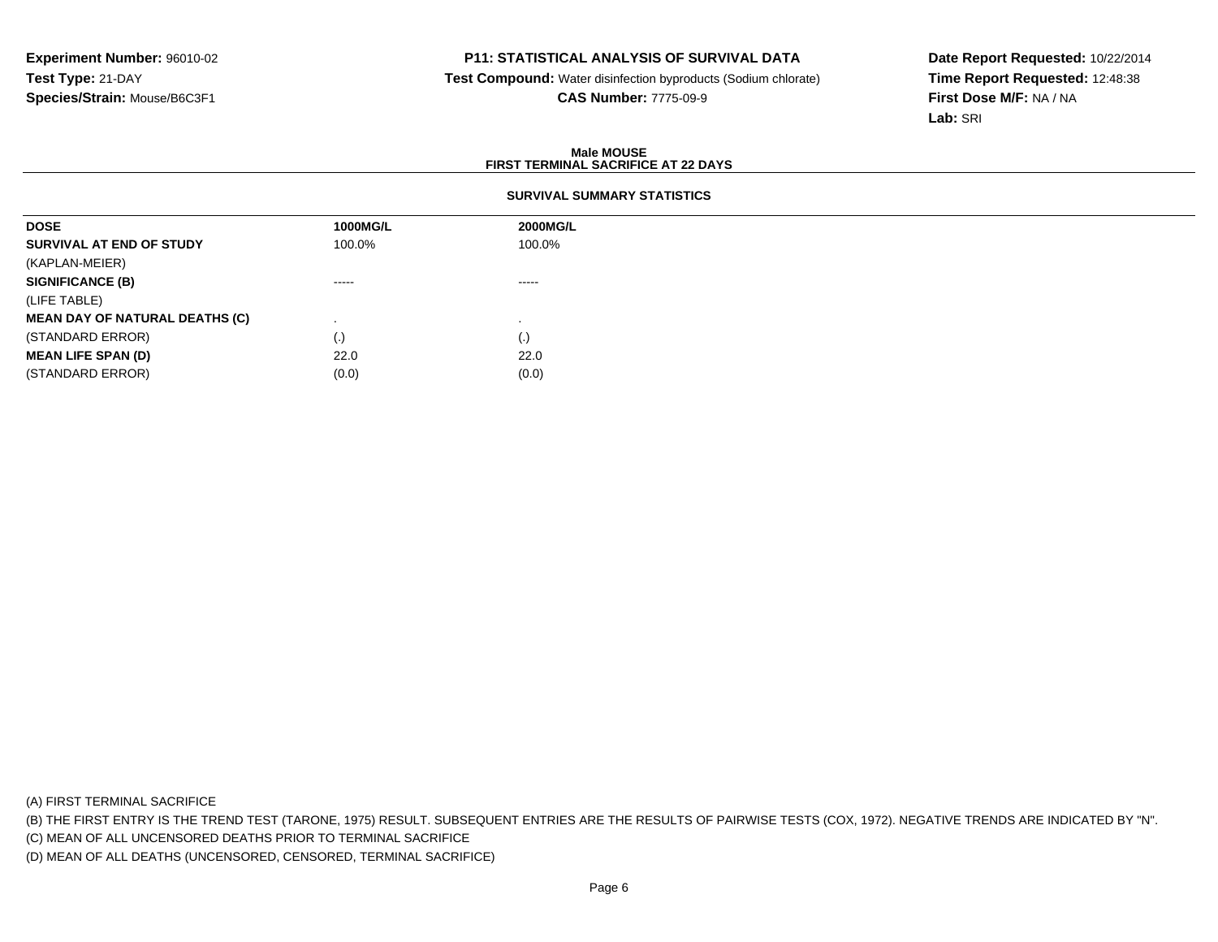**Experiment Number:** 96010-02
**Test Type:** 21-DAY
**Species/Strain:** Mouse/B6C3F1

**P11: STATISTICAL ANALYSIS OF SURVIVAL DATA**
**Test Compound:** Water disinfection byproducts (Sodium chlorate)
**CAS Number:** 7775-09-9

**Date Report Requested:** 10/22/2014
**Time Report Requested:** 12:48:38
**First Dose M/F:** NA / NA
**Lab:** SRI

## Male MOUSE
## FIRST TERMINAL SACRIFICE AT 22 DAYS

### SURVIVAL SUMMARY STATISTICS

| DOSE | 1000MG/L | 2000MG/L |
|---|---|---|
| **SURVIVAL AT END OF STUDY** | 100.0% | 100.0% |
| (KAPLAN-MEIER) | | |
| **SIGNIFICANCE (B)** | ----- | ----- |
| (LIFE TABLE) | | |
| **MEAN DAY OF NATURAL DEATHS (C)** | . | . |
| (STANDARD ERROR) | (.) | (.) |
| **MEAN LIFE SPAN (D)** | 22.0 | 22.0 |
| (STANDARD ERROR) | (0.0) | (0.0) |

(A) FIRST TERMINAL SACRIFICE
(B) THE FIRST ENTRY IS THE TREND TEST (TARONE, 1975) RESULT. SUBSEQUENT ENTRIES ARE THE RESULTS OF PAIRWISE TESTS (COX, 1972). NEGATIVE TRENDS ARE INDICATED BY "N".
(C) MEAN OF ALL UNCENSORED DEATHS PRIOR TO TERMINAL SACRIFICE
(D) MEAN OF ALL DEATHS (UNCENSORED, CENSORED, TERMINAL SACRIFICE)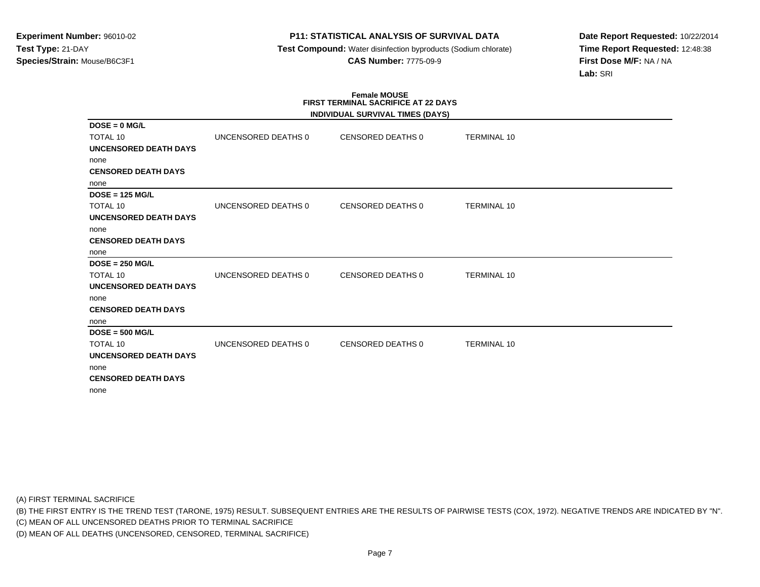**Experiment Number:** 96010-02
**Test Type:** 21-DAY
**Species/Strain:** Mouse/B6C3F1

**P11: STATISTICAL ANALYSIS OF SURVIVAL DATA**
**Test Compound:** Water disinfection byproducts (Sodium chlorate)
**CAS Number:** 7775-09-9

**Date Report Requested:** 10/22/2014
**Time Report Requested:** 12:48:38
**First Dose M/F:** NA / NA
**Lab:** SRI

### Female MOUSE
### FIRST TERMINAL SACRIFICE AT 22 DAYS
### INDIVIDUAL SURVIVAL TIMES (DAYS)

**DOSE = 0 MG/L**

| TOTAL 10 | UNCENSORED DEATHS 0 | CENSORED DEATHS 0 | TERMINAL 10 |
|---|---|---|---|

**UNCENSORED DEATH DAYS**
none
**CENSORED DEATH DAYS**
none

**DOSE = 125 MG/L**

| TOTAL 10 | UNCENSORED DEATHS 0 | CENSORED DEATHS 0 | TERMINAL 10 |
|---|---|---|---|

**UNCENSORED DEATH DAYS**
none
**CENSORED DEATH DAYS**
none

**DOSE = 250 MG/L**

| TOTAL 10 | UNCENSORED DEATHS 0 | CENSORED DEATHS 0 | TERMINAL 10 |
|---|---|---|---|

**UNCENSORED DEATH DAYS**
none
**CENSORED DEATH DAYS**
none

**DOSE = 500 MG/L**

| TOTAL 10 | UNCENSORED DEATHS 0 | CENSORED DEATHS 0 | TERMINAL 10 |
|---|---|---|---|

**UNCENSORED DEATH DAYS**
none
**CENSORED DEATH DAYS**
none

(A) FIRST TERMINAL SACRIFICE
(B) THE FIRST ENTRY IS THE TREND TEST (TARONE, 1975) RESULT. SUBSEQUENT ENTRIES ARE THE RESULTS OF PAIRWISE TESTS (COX, 1972). NEGATIVE TRENDS ARE INDICATED BY "N".
(C) MEAN OF ALL UNCENSORED DEATHS PRIOR TO TERMINAL SACRIFICE
(D) MEAN OF ALL DEATHS (UNCENSORED, CENSORED, TERMINAL SACRIFICE)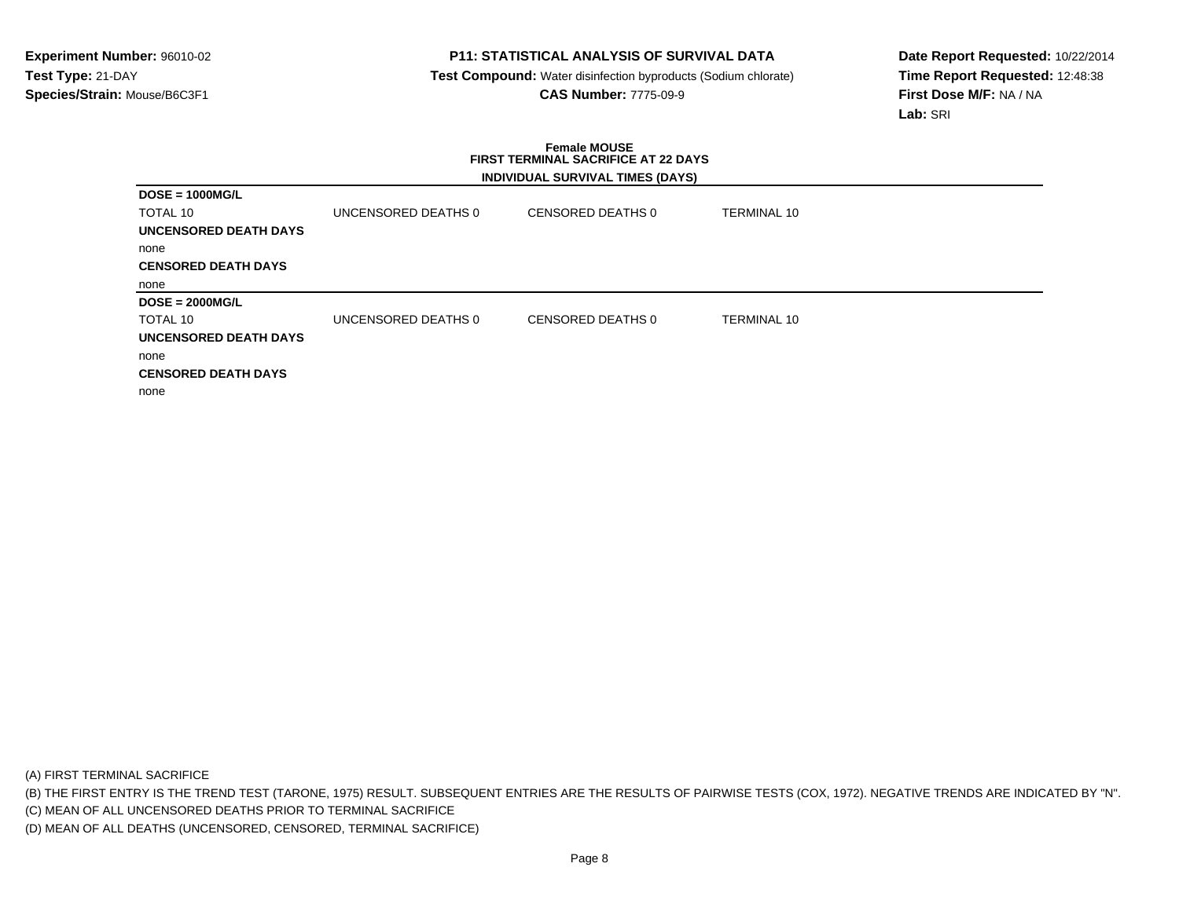**Experiment Number:** 96010-02
**Test Type:** 21-DAY
**Species/Strain:** Mouse/B6C3F1

**P11: STATISTICAL ANALYSIS OF SURVIVAL DATA**
**Test Compound:** Water disinfection byproducts (Sodium chlorate)
**CAS Number:** 7775-09-9

**Date Report Requested:** 10/22/2014
**Time Report Requested:** 12:48:38
**First Dose M/F:** NA / NA
**Lab:** SRI

**Female MOUSE**
**FIRST TERMINAL SACRIFICE AT 22 DAYS**
**INDIVIDUAL SURVIVAL TIMES (DAYS)**

**DOSE = 1000MG/L**

| TOTAL 10 | UNCENSORED DEATHS 0 | CENSORED DEATHS 0 | TERMINAL 10 |
|---|---|---|---|

**UNCENSORED DEATH DAYS**

none

**CENSORED DEATH DAYS**

none

**DOSE = 2000MG/L**

| TOTAL 10 | UNCENSORED DEATHS 0 | CENSORED DEATHS 0 | TERMINAL 10 |
|---|---|---|---|

**UNCENSORED DEATH DAYS**

none

**CENSORED DEATH DAYS**

none

(A) FIRST TERMINAL SACRIFICE
(B) THE FIRST ENTRY IS THE TREND TEST (TARONE, 1975) RESULT. SUBSEQUENT ENTRIES ARE THE RESULTS OF PAIRWISE TESTS (COX, 1972). NEGATIVE TRENDS ARE INDICATED BY "N".
(C) MEAN OF ALL UNCENSORED DEATHS PRIOR TO TERMINAL SACRIFICE
(D) MEAN OF ALL DEATHS (UNCENSORED, CENSORED, TERMINAL SACRIFICE)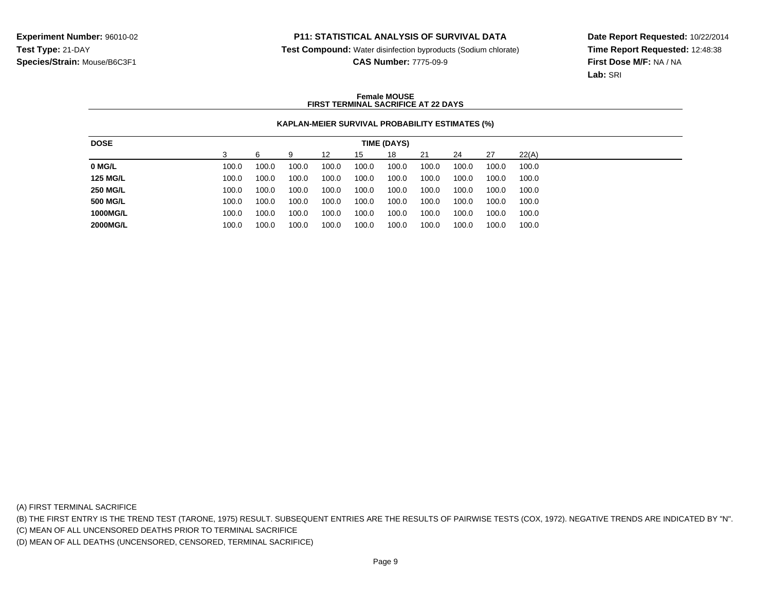**Experiment Number:** 96010-02
**Test Type:** 21-DAY
**Species/Strain:** Mouse/B6C3F1

**P11: STATISTICAL ANALYSIS OF SURVIVAL DATA**
**Test Compound:** Water disinfection byproducts (Sodium chlorate)
**CAS Number:** 7775-09-9

**Date Report Requested:** 10/22/2014
**Time Report Requested:** 12:48:38
**First Dose M/F:** NA / NA
**Lab:** SRI

### Female MOUSE
### FIRST TERMINAL SACRIFICE AT 22 DAYS

#### KAPLAN-MEIER SURVIVAL PROBABILITY ESTIMATES (%)

| DOSE | TIME (DAYS) | | | | | | | | | |
|---|---|---|---|---|---|---|---|---|---|---|
| | 3 | 6 | 9 | 12 | 15 | 18 | 21 | 24 | 27 | 22(A) |
| **0 MG/L** | 100.0 | 100.0 | 100.0 | 100.0 | 100.0 | 100.0 | 100.0 | 100.0 | 100.0 | 100.0 |
| **125 MG/L** | 100.0 | 100.0 | 100.0 | 100.0 | 100.0 | 100.0 | 100.0 | 100.0 | 100.0 | 100.0 |
| **250 MG/L** | 100.0 | 100.0 | 100.0 | 100.0 | 100.0 | 100.0 | 100.0 | 100.0 | 100.0 | 100.0 |
| **500 MG/L** | 100.0 | 100.0 | 100.0 | 100.0 | 100.0 | 100.0 | 100.0 | 100.0 | 100.0 | 100.0 |
| **1000MG/L** | 100.0 | 100.0 | 100.0 | 100.0 | 100.0 | 100.0 | 100.0 | 100.0 | 100.0 | 100.0 |
| **2000MG/L** | 100.0 | 100.0 | 100.0 | 100.0 | 100.0 | 100.0 | 100.0 | 100.0 | 100.0 | 100.0 |

(A) FIRST TERMINAL SACRIFICE
(B) THE FIRST ENTRY IS THE TREND TEST (TARONE, 1975) RESULT. SUBSEQUENT ENTRIES ARE THE RESULTS OF PAIRWISE TESTS (COX, 1972). NEGATIVE TRENDS ARE INDICATED BY "N".
(C) MEAN OF ALL UNCENSORED DEATHS PRIOR TO TERMINAL SACRIFICE
(D) MEAN OF ALL DEATHS (UNCENSORED, CENSORED, TERMINAL SACRIFICE)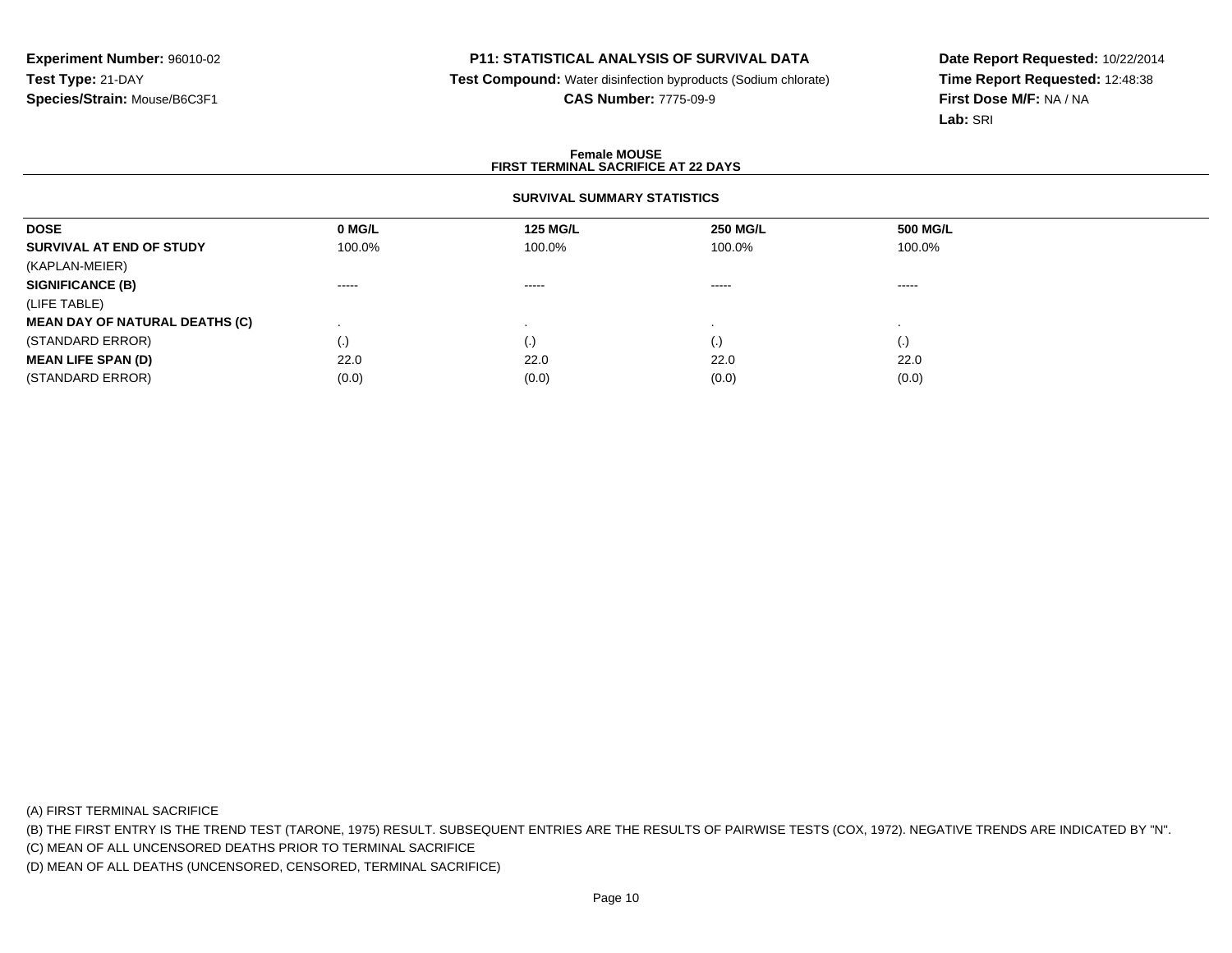**Experiment Number:** 96010-02
**Test Type:** 21-DAY
**Species/Strain:** Mouse/B6C3F1

**P11: STATISTICAL ANALYSIS OF SURVIVAL DATA**
**Test Compound:** Water disinfection byproducts (Sodium chlorate)
**CAS Number:** 7775-09-9

**Date Report Requested:** 10/22/2014
**Time Report Requested:** 12:48:38
**First Dose M/F:** NA / NA
**Lab:** SRI

**Female MOUSE**
**FIRST TERMINAL SACRIFICE AT 22 DAYS**

**SURVIVAL SUMMARY STATISTICS**

| DOSE | 0 MG/L | 125 MG/L | 250 MG/L | 500 MG/L |
|---|---|---|---|---|
| **SURVIVAL AT END OF STUDY** | 100.0% | 100.0% | 100.0% | 100.0% |
| (KAPLAN-MEIER) | | | | |
| **SIGNIFICANCE (B)** | ----- | ----- | ----- | ----- |
| (LIFE TABLE) | | | | |
| **MEAN DAY OF NATURAL DEATHS (C)** | . | . | . | . |
| (STANDARD ERROR) | (.) | (.) | (.) | (.) |
| **MEAN LIFE SPAN (D)** | 22.0 | 22.0 | 22.0 | 22.0 |
| (STANDARD ERROR) | (0.0) | (0.0) | (0.0) | (0.0) |

(A) FIRST TERMINAL SACRIFICE
(B) THE FIRST ENTRY IS THE TREND TEST (TARONE, 1975) RESULT. SUBSEQUENT ENTRIES ARE THE RESULTS OF PAIRWISE TESTS (COX, 1972). NEGATIVE TRENDS ARE INDICATED BY "N".
(C) MEAN OF ALL UNCENSORED DEATHS PRIOR TO TERMINAL SACRIFICE
(D) MEAN OF ALL DEATHS (UNCENSORED, CENSORED, TERMINAL SACRIFICE)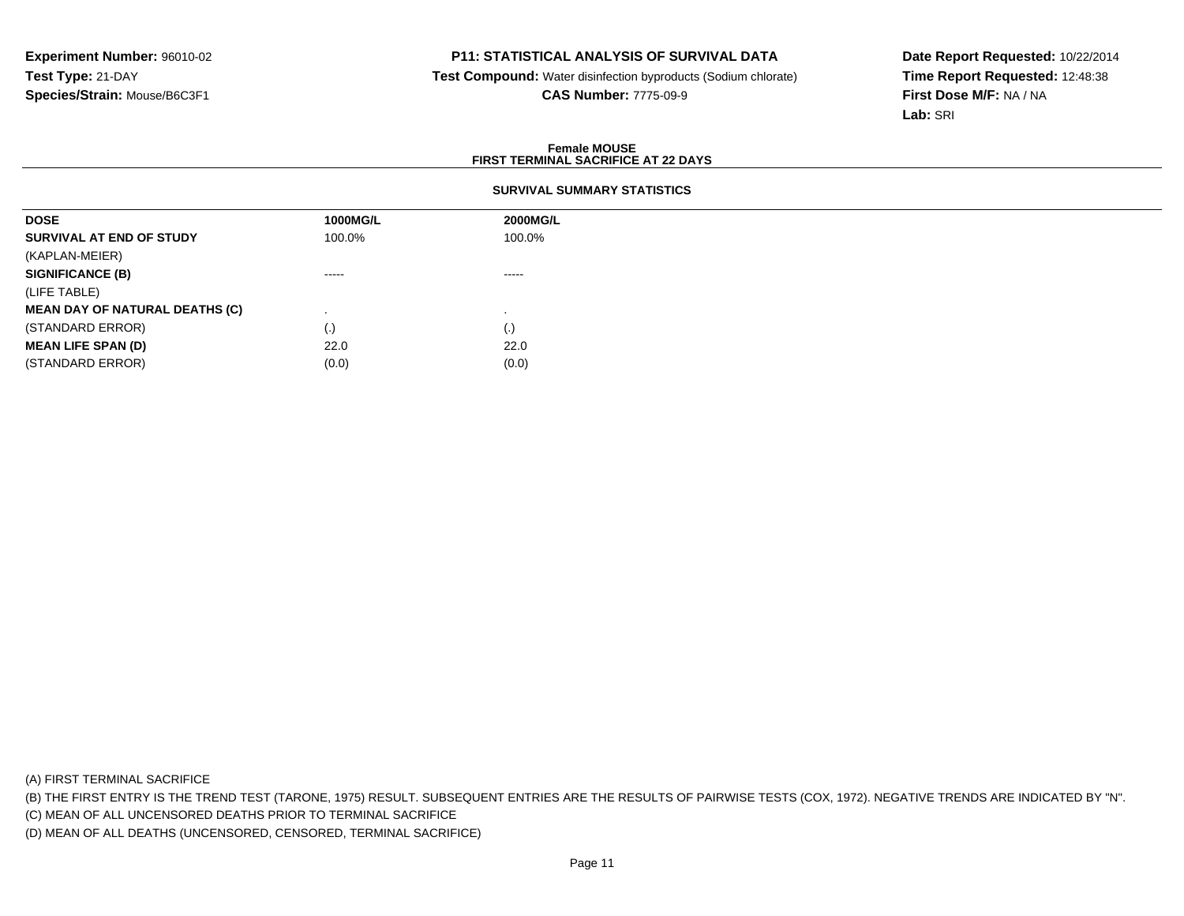**Experiment Number:** 96010-02
**Test Type:** 21-DAY
**Species/Strain:** Mouse/B6C3F1

**P11: STATISTICAL ANALYSIS OF SURVIVAL DATA**
**Test Compound:** Water disinfection byproducts (Sodium chlorate)
**CAS Number:** 7775-09-9

**Date Report Requested:** 10/22/2014
**Time Report Requested:** 12:48:38
**First Dose M/F:** NA / NA
**Lab:** SRI

### Female MOUSE
### FIRST TERMINAL SACRIFICE AT 22 DAYS

#### SURVIVAL SUMMARY STATISTICS

| DOSE | 1000MG/L | 2000MG/L |
|---|---|---|
| **SURVIVAL AT END OF STUDY** | 100.0% | 100.0% |
| (KAPLAN-MEIER) | | |
| **SIGNIFICANCE (B)** | ----- | ----- |
| (LIFE TABLE) | | |
| **MEAN DAY OF NATURAL DEATHS (C)** | . | . |
| (STANDARD ERROR) | (.) | (.) |
| **MEAN LIFE SPAN (D)** | 22.0 | 22.0 |
| (STANDARD ERROR) | (0.0) | (0.0) |

(A) FIRST TERMINAL SACRIFICE
(B) THE FIRST ENTRY IS THE TREND TEST (TARONE, 1975) RESULT. SUBSEQUENT ENTRIES ARE THE RESULTS OF PAIRWISE TESTS (COX, 1972). NEGATIVE TRENDS ARE INDICATED BY "N".
(C) MEAN OF ALL UNCENSORED DEATHS PRIOR TO TERMINAL SACRIFICE
(D) MEAN OF ALL DEATHS (UNCENSORED, CENSORED, TERMINAL SACRIFICE)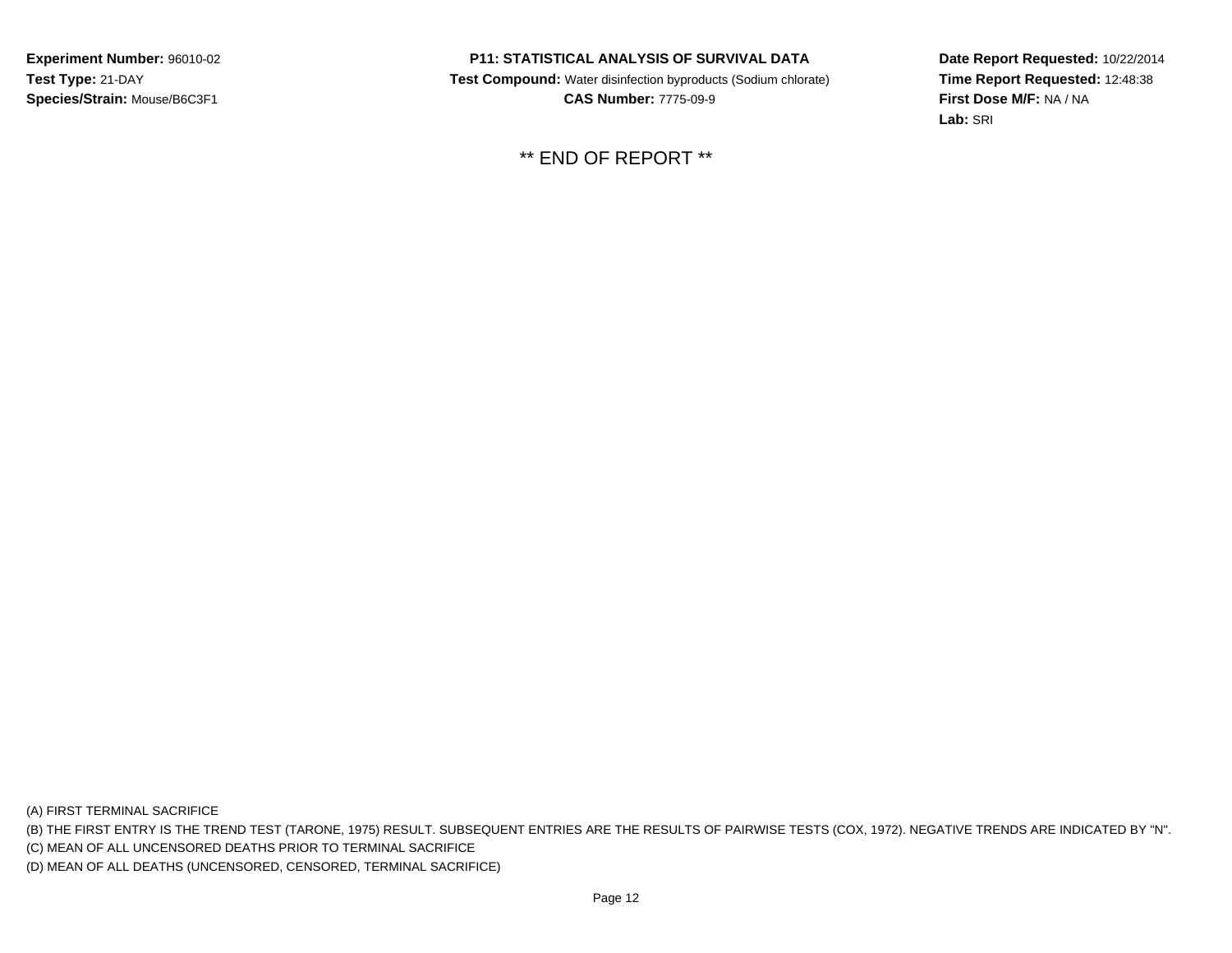**Experiment Number:** 96010-02
**Test Type:** 21-DAY
**Species/Strain:** Mouse/B6C3F1

**P11: STATISTICAL ANALYSIS OF SURVIVAL DATA**
**Test Compound:** Water disinfection byproducts (Sodium chlorate)
**CAS Number:** 7775-09-9

**Date Report Requested:** 10/22/2014
**Time Report Requested:** 12:48:38
**First Dose M/F:** NA / NA
**Lab:** SRI

** END OF REPORT **

(A) FIRST TERMINAL SACRIFICE
(B) THE FIRST ENTRY IS THE TREND TEST (TARONE, 1975) RESULT. SUBSEQUENT ENTRIES ARE THE RESULTS OF PAIRWISE TESTS (COX, 1972). NEGATIVE TRENDS ARE INDICATED BY "N".
(C) MEAN OF ALL UNCENSORED DEATHS PRIOR TO TERMINAL SACRIFICE
(D) MEAN OF ALL DEATHS (UNCENSORED, CENSORED, TERMINAL SACRIFICE)